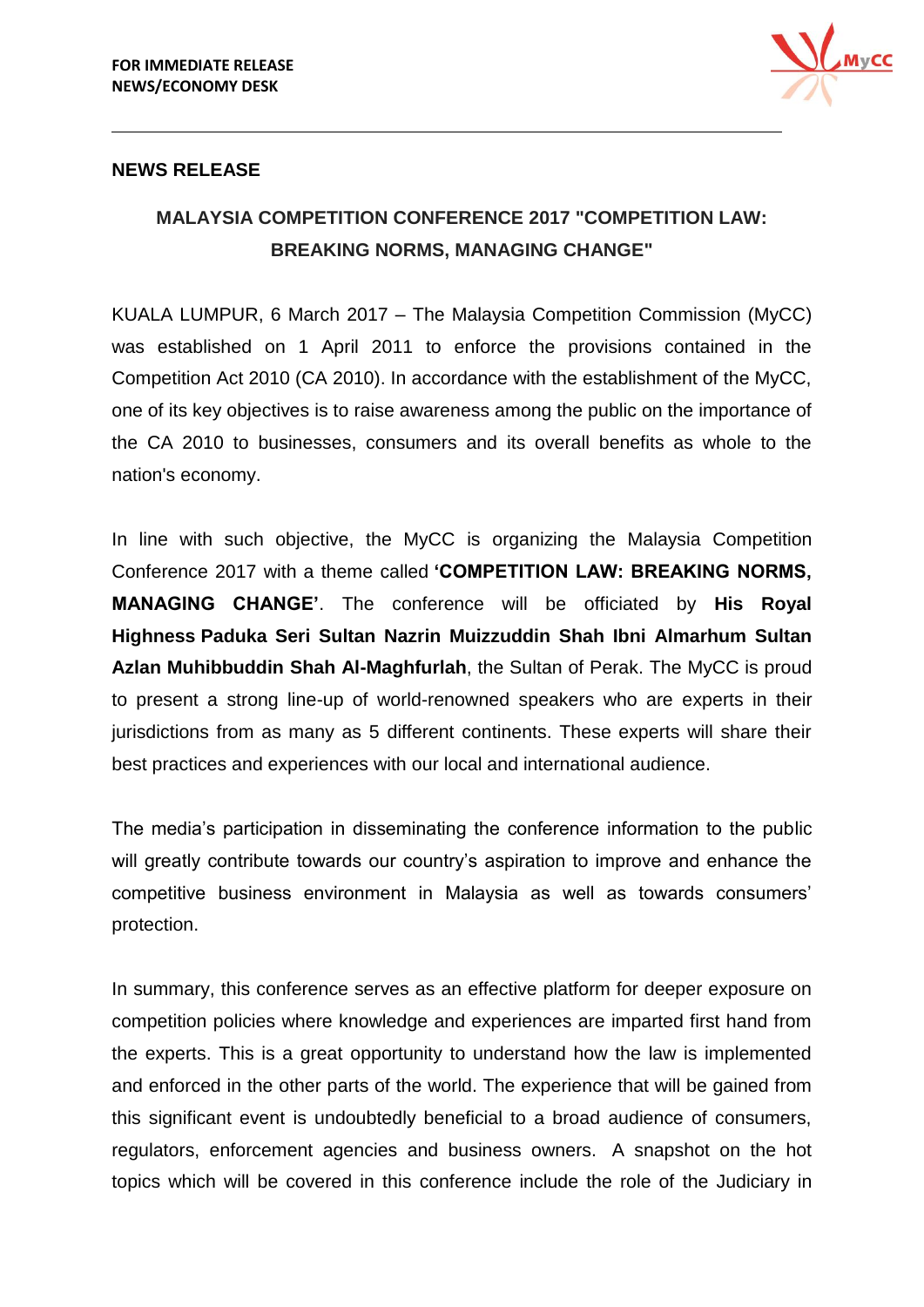**FOR IMMEDIATE RELEASE**
**NEWS/ECONOMY DESK**

---

**NEWS RELEASE**

## MALAYSIA COMPETITION CONFERENCE 2017 "COMPETITION LAW: BREAKING NORMS, MANAGING CHANGE"

KUALA LUMPUR, 6 March 2017 – The Malaysia Competition Commission (MyCC) was established on 1 April 2011 to enforce the provisions contained in the Competition Act 2010 (CA 2010). In accordance with the establishment of the MyCC, one of its key objectives is to raise awareness among the public on the importance of the CA 2010 to businesses, consumers and its overall benefits as whole to the nation's economy.

In line with such objective, the MyCC is organizing the Malaysia Competition Conference 2017 with a theme called **'COMPETITION LAW: BREAKING NORMS, MANAGING CHANGE'**. The conference will be officiated by **His Royal Highness Paduka Seri Sultan Nazrin Muizzuddin Shah Ibni Almarhum Sultan Azlan Muhibbuddin Shah Al-Maghfurlah**, the Sultan of Perak. The MyCC is proud to present a strong line-up of world-renowned speakers who are experts in their jurisdictions from as many as 5 different continents. These experts will share their best practices and experiences with our local and international audience.

The media's participation in disseminating the conference information to the public will greatly contribute towards our country's aspiration to improve and enhance the competitive business environment in Malaysia as well as towards consumers' protection.

In summary, this conference serves as an effective platform for deeper exposure on competition policies where knowledge and experiences are imparted first hand from the experts. This is a great opportunity to understand how the law is implemented and enforced in the other parts of the world. The experience that will be gained from this significant event is undoubtedly beneficial to a broad audience of consumers, regulators, enforcement agencies and business owners. A snapshot on the hot topics which will be covered in this conference include the role of the Judiciary in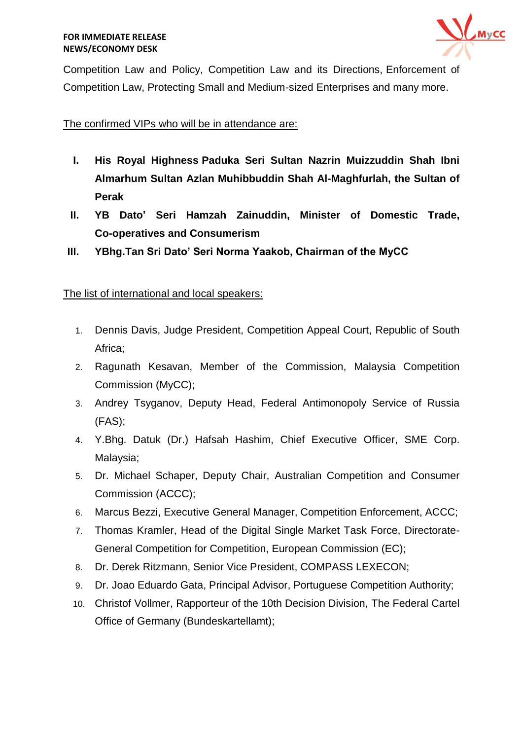Competition Law and Policy, Competition Law and its Directions, Enforcement of Competition Law, Protecting Small and Medium-sized Enterprises and many more.

<u>The confirmed VIPs who will be in attendance are:</u>

I. **His Royal Highness Paduka Seri Sultan Nazrin Muizzuddin Shah Ibni Almarhum Sultan Azlan Muhibbuddin Shah Al-Maghfurlah, the Sultan of Perak**
II. **YB Dato' Seri Hamzah Zainuddin, Minister of Domestic Trade, Co-operatives and Consumerism**
III. **YBhg.Tan Sri Dato' Seri Norma Yaakob, Chairman of the MyCC**

<u>The list of international and local speakers:</u>

1. Dennis Davis, Judge President, Competition Appeal Court, Republic of South Africa;
2. Ragunath Kesavan, Member of the Commission, Malaysia Competition Commission (MyCC);
3. Andrey Tsyganov, Deputy Head, Federal Antimonopoly Service of Russia (FAS);
4. Y.Bhg. Datuk (Dr.) Hafsah Hashim, Chief Executive Officer, SME Corp. Malaysia;
5. Dr. Michael Schaper, Deputy Chair, Australian Competition and Consumer Commission (ACCC);
6. Marcus Bezzi, Executive General Manager, Competition Enforcement, ACCC;
7. Thomas Kramler, Head of the Digital Single Market Task Force, Directorate-General Competition for Competition, European Commission (EC);
8. Dr. Derek Ritzmann, Senior Vice President, COMPASS LEXECON;
9. Dr. Joao Eduardo Gata, Principal Advisor, Portuguese Competition Authority;
10. Christof Vollmer, Rapporteur of the 10th Decision Division, The Federal Cartel Office of Germany (Bundeskartellamt);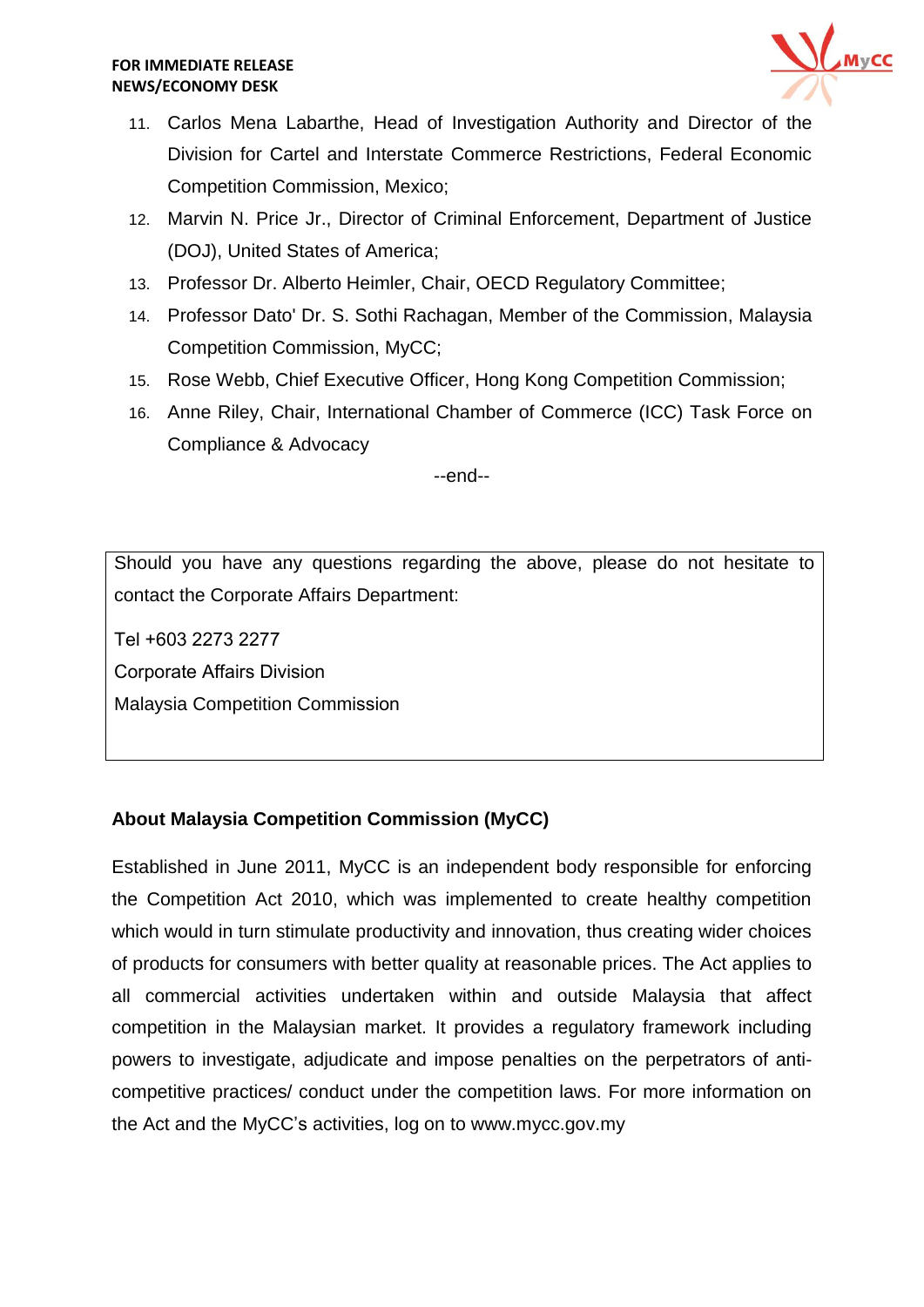11. Carlos Mena Labarthe, Head of Investigation Authority and Director of the Division for Cartel and Interstate Commerce Restrictions, Federal Economic Competition Commission, Mexico;
12. Marvin N. Price Jr., Director of Criminal Enforcement, Department of Justice (DOJ), United States of America;
13. Professor Dr. Alberto Heimler, Chair, OECD Regulatory Committee;
14. Professor Dato' Dr. S. Sothi Rachagan, Member of the Commission, Malaysia Competition Commission, MyCC;
15. Rose Webb, Chief Executive Officer, Hong Kong Competition Commission;
16. Anne Riley, Chair, International Chamber of Commerce (ICC) Task Force on Compliance & Advocacy

--end--

Should you have any questions regarding the above, please do not hesitate to contact the Corporate Affairs Department:

Tel +603 2273 2277

Corporate Affairs Division

Malaysia Competition Commission

**About Malaysia Competition Commission (MyCC)**

Established in June 2011, MyCC is an independent body responsible for enforcing the Competition Act 2010, which was implemented to create healthy competition which would in turn stimulate productivity and innovation, thus creating wider choices of products for consumers with better quality at reasonable prices. The Act applies to all commercial activities undertaken within and outside Malaysia that affect competition in the Malaysian market. It provides a regulatory framework including powers to investigate, adjudicate and impose penalties on the perpetrators of anti-competitive practices/ conduct under the competition laws. For more information on the Act and the MyCC's activities, log on to www.mycc.gov.my